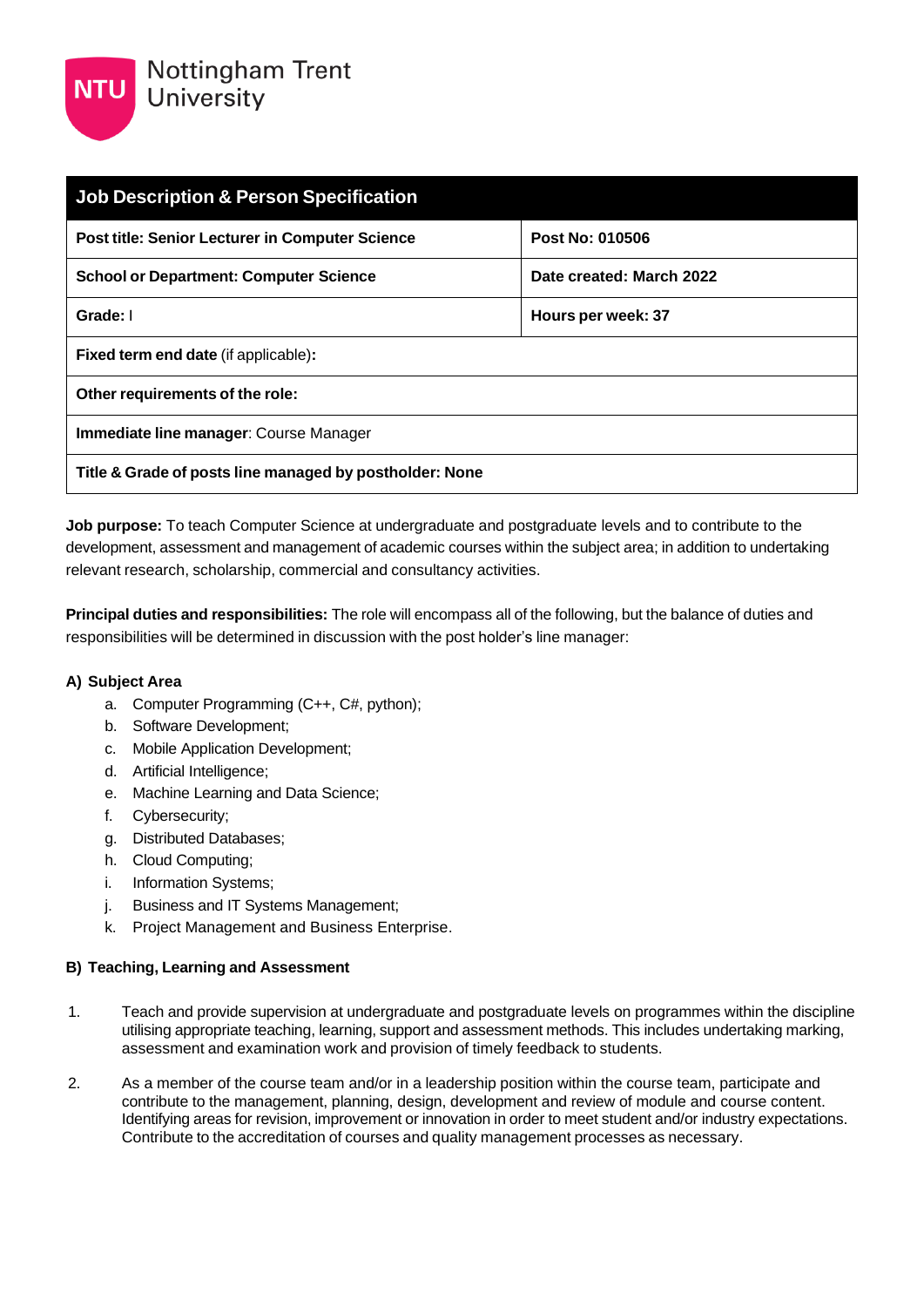Nottingham Trent University

| Job Description & Person Specification | |
|---|---|
| **Post title: Senior Lecturer in Computer Science** | **Post No: 010506** |
| **School or Department: Computer Science** | **Date created: March 2022** |
| **Grade:** I | **Hours per week: 37** |
| **Fixed term end date** (if applicable)**:** | |
| **Other requirements of the role:** | |
| **Immediate line manager**: Course Manager | |
| **Title & Grade of posts line managed by postholder: None** | |

**Job purpose:** To teach Computer Science at undergraduate and postgraduate levels and to contribute to the development, assessment and management of academic courses within the subject area; in addition to undertaking relevant research, scholarship, commercial and consultancy activities.

**Principal duties and responsibilities:** The role will encompass all of the following, but the balance of duties and responsibilities will be determined in discussion with the post holder's line manager:

### A) Subject Area

a. Computer Programming (C++, C#, python);
b. Software Development;
c. Mobile Application Development;
d. Artificial Intelligence;
e. Machine Learning and Data Science;
f. Cybersecurity;
g. Distributed Databases;
h. Cloud Computing;
i. Information Systems;
j. Business and IT Systems Management;
k. Project Management and Business Enterprise.

### B) Teaching, Learning and Assessment

1. Teach and provide supervision at undergraduate and postgraduate levels on programmes within the discipline utilising appropriate teaching, learning, support and assessment methods. This includes undertaking marking, assessment and examination work and provision of timely feedback to students.

2. As a member of the course team and/or in a leadership position within the course team, participate and contribute to the management, planning, design, development and review of module and course content. Identifying areas for revision, improvement or innovation in order to meet student and/or industry expectations. Contribute to the accreditation of courses and quality management processes as necessary.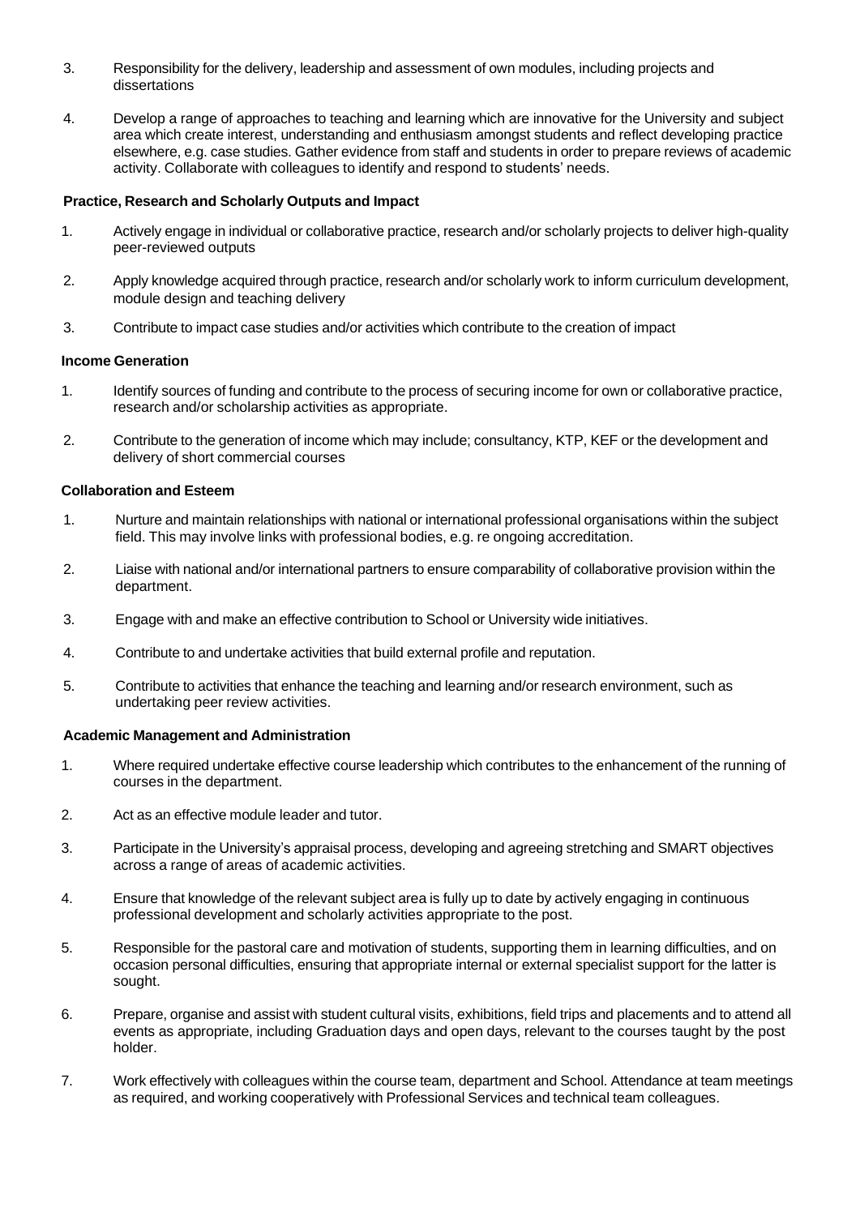3. Responsibility for the delivery, leadership and assessment of own modules, including projects and dissertations

4. Develop a range of approaches to teaching and learning which are innovative for the University and subject area which create interest, understanding and enthusiasm amongst students and reflect developing practice elsewhere, e.g. case studies. Gather evidence from staff and students in order to prepare reviews of academic activity. Collaborate with colleagues to identify and respond to students' needs.

**Practice, Research and Scholarly Outputs and Impact**

1. Actively engage in individual or collaborative practice, research and/or scholarly projects to deliver high-quality peer-reviewed outputs

2. Apply knowledge acquired through practice, research and/or scholarly work to inform curriculum development, module design and teaching delivery

3. Contribute to impact case studies and/or activities which contribute to the creation of impact

**Income Generation**

1. Identify sources of funding and contribute to the process of securing income for own or collaborative practice, research and/or scholarship activities as appropriate.

2. Contribute to the generation of income which may include; consultancy, KTP, KEF or the development and delivery of short commercial courses

**Collaboration and Esteem**

1. Nurture and maintain relationships with national or international professional organisations within the subject field. This may involve links with professional bodies, e.g. re ongoing accreditation.

2. Liaise with national and/or international partners to ensure comparability of collaborative provision within the department.

3. Engage with and make an effective contribution to School or University wide initiatives.

4. Contribute to and undertake activities that build external profile and reputation.

5. Contribute to activities that enhance the teaching and learning and/or research environment, such as undertaking peer review activities.

**Academic Management and Administration**

1. Where required undertake effective course leadership which contributes to the enhancement of the running of courses in the department.

2. Act as an effective module leader and tutor.

3. Participate in the University's appraisal process, developing and agreeing stretching and SMART objectives across a range of areas of academic activities.

4. Ensure that knowledge of the relevant subject area is fully up to date by actively engaging in continuous professional development and scholarly activities appropriate to the post.

5. Responsible for the pastoral care and motivation of students, supporting them in learning difficulties, and on occasion personal difficulties, ensuring that appropriate internal or external specialist support for the latter is sought.

6. Prepare, organise and assist with student cultural visits, exhibitions, field trips and placements and to attend all events as appropriate, including Graduation days and open days, relevant to the courses taught by the post holder.

7. Work effectively with colleagues within the course team, department and School. Attendance at team meetings as required, and working cooperatively with Professional Services and technical team colleagues.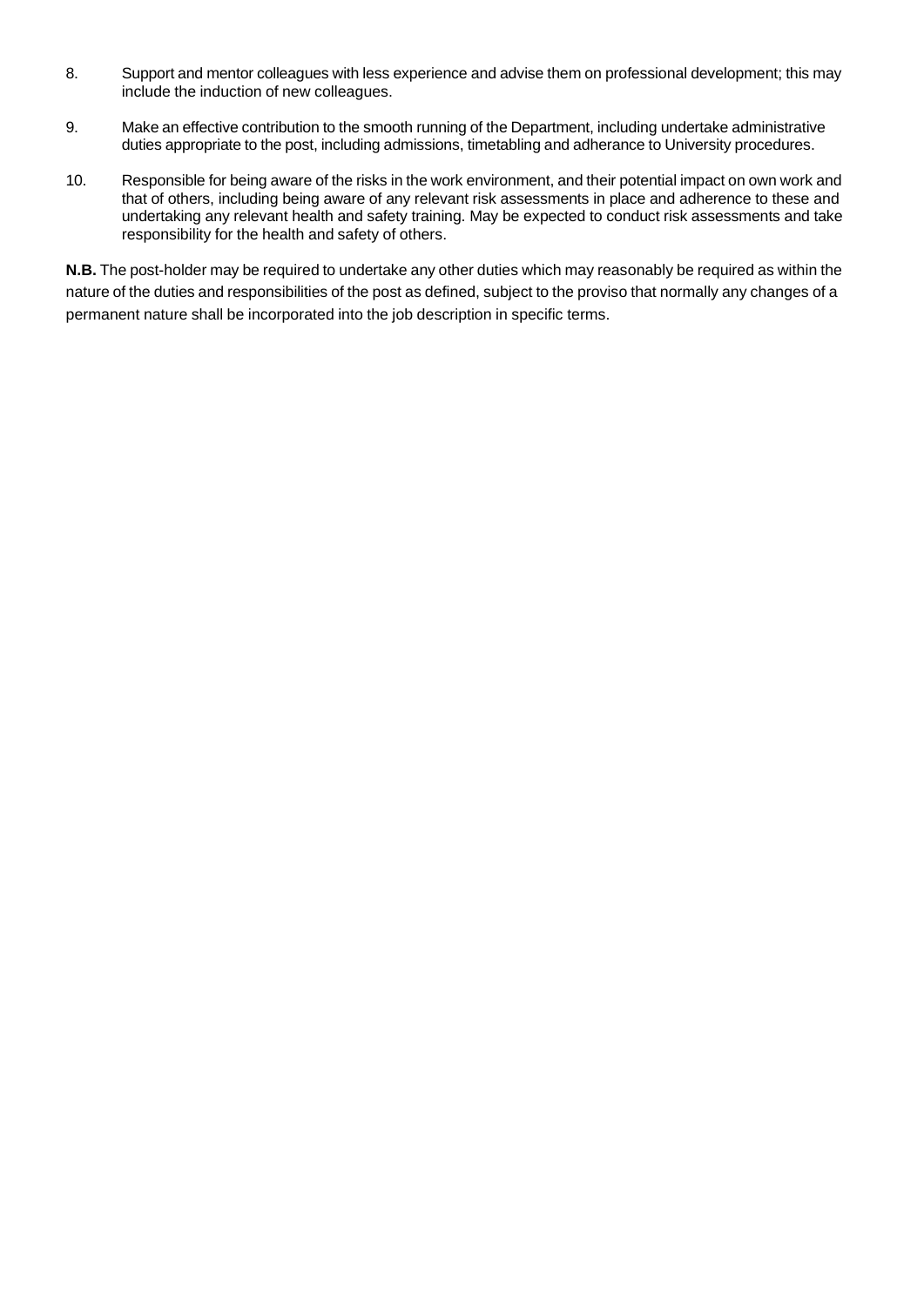8. Support and mentor colleagues with less experience and advise them on professional development; this may include the induction of new colleagues.

9. Make an effective contribution to the smooth running of the Department, including undertake administrative duties appropriate to the post, including admissions, timetabling and adherance to University procedures.

10. Responsible for being aware of the risks in the work environment, and their potential impact on own work and that of others, including being aware of any relevant risk assessments in place and adherence to these and undertaking any relevant health and safety training. May be expected to conduct risk assessments and take responsibility for the health and safety of others.

**N.B.** The post-holder may be required to undertake any other duties which may reasonably be required as within the nature of the duties and responsibilities of the post as defined, subject to the proviso that normally any changes of a permanent nature shall be incorporated into the job description in specific terms.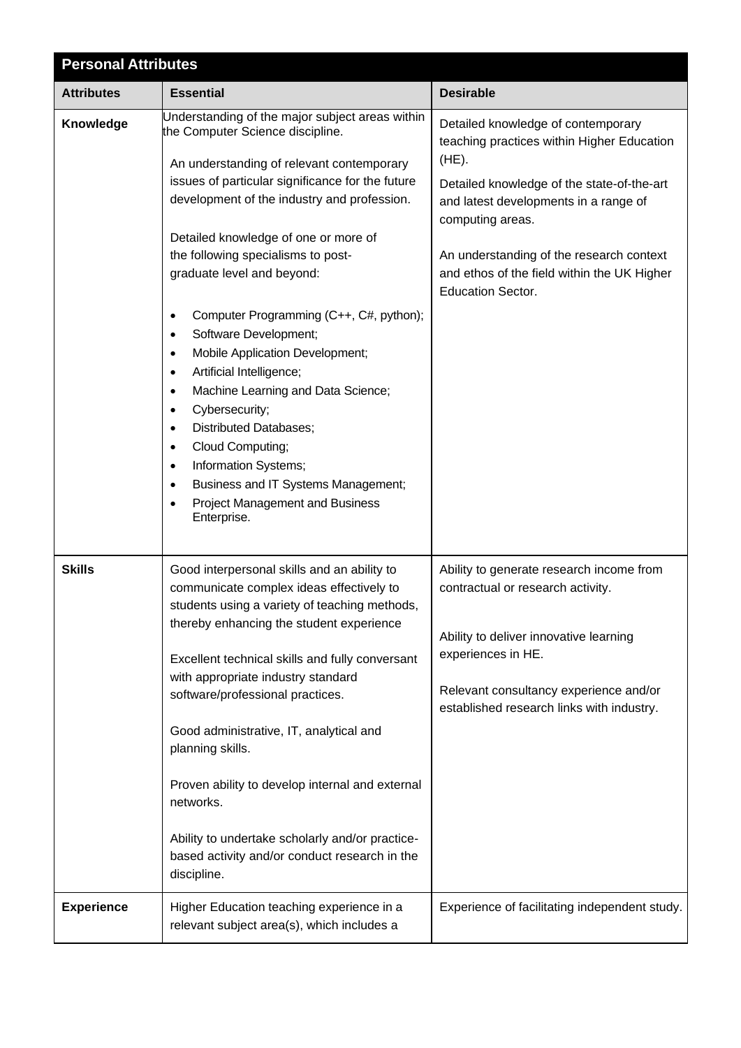| Personal Attributes | | |
|---|---|---|
| **Attributes** | **Essential** | **Desirable** |
| **Knowledge** | Understanding of the major subject areas within the Computer Science discipline.<br><br>An understanding of relevant contemporary issues of particular significance for the future development of the industry and profession.<br><br>Detailed knowledge of one or more of the following specialisms to post-graduate level and beyond:<br><br>• Computer Programming (C++, C#, python);<br>• Software Development;<br>• Mobile Application Development;<br>• Artificial Intelligence;<br>• Machine Learning and Data Science;<br>• Cybersecurity;<br>• Distributed Databases;<br>• Cloud Computing;<br>• Information Systems;<br>• Business and IT Systems Management;<br>• Project Management and Business Enterprise. | Detailed knowledge of contemporary teaching practices within Higher Education (HE).<br><br>Detailed knowledge of the state-of-the-art and latest developments in a range of computing areas.<br><br>An understanding of the research context and ethos of the field within the UK Higher Education Sector. |
| **Skills** | Good interpersonal skills and an ability to communicate complex ideas effectively to students using a variety of teaching methods, thereby enhancing the student experience<br><br>Excellent technical skills and fully conversant with appropriate industry standard software/professional practices.<br><br>Good administrative, IT, analytical and planning skills.<br><br>Proven ability to develop internal and external networks.<br><br>Ability to undertake scholarly and/or practice-based activity and/or conduct research in the discipline. | Ability to generate research income from contractual or research activity.<br><br>Ability to deliver innovative learning experiences in HE.<br><br>Relevant consultancy experience and/or established research links with industry. |
| **Experience** | Higher Education teaching experience in a relevant subject area(s), which includes a | Experience of facilitating independent study. |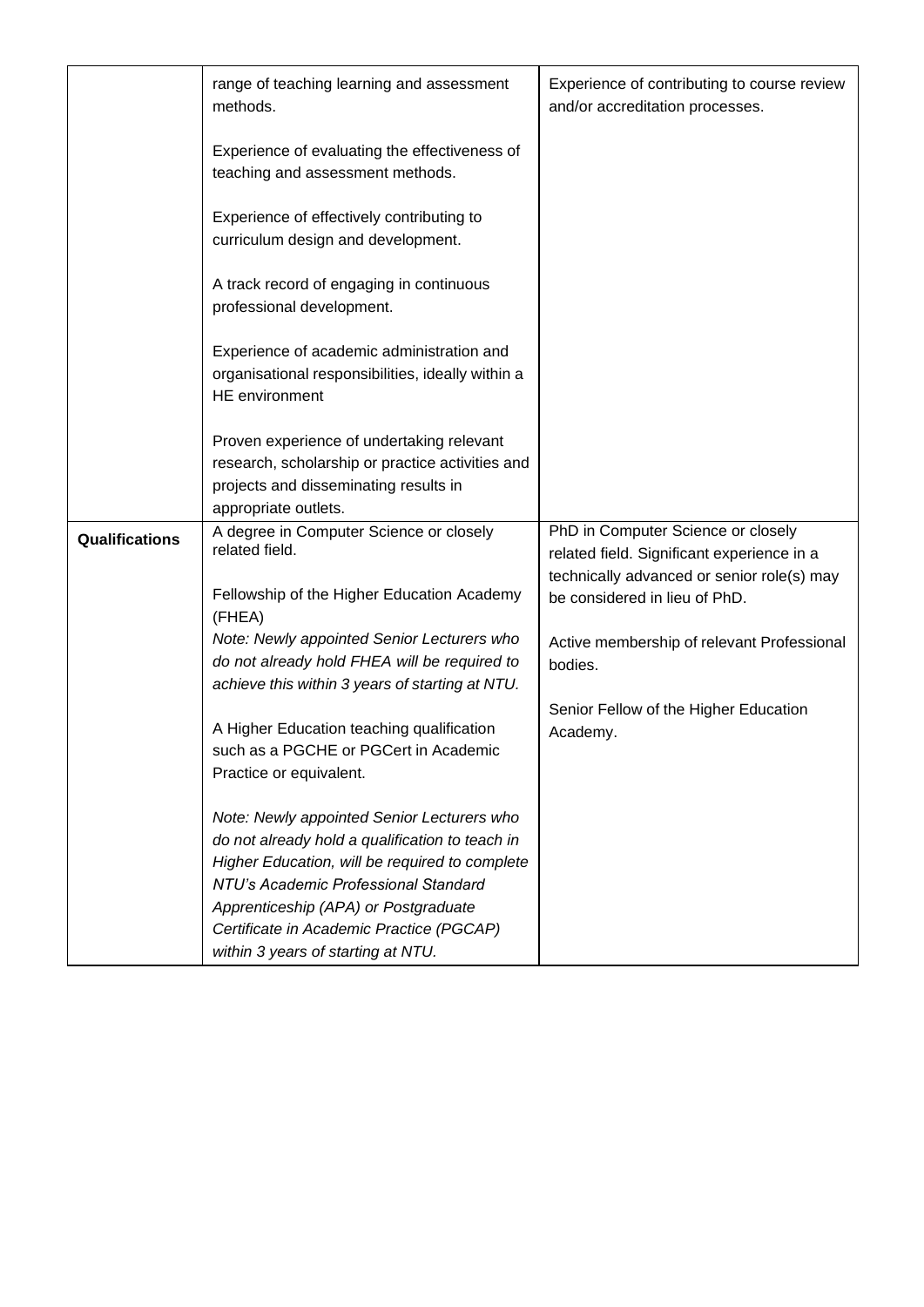|  |  |  |
| --- | --- | --- |
|  | range of teaching learning and assessment methods.<br><br>Experience of evaluating the effectiveness of teaching and assessment methods.<br><br>Experience of effectively contributing to curriculum design and development.<br><br>A track record of engaging in continuous professional development.<br><br>Experience of academic administration and organisational responsibilities, ideally within a HE environment<br><br>Proven experience of undertaking relevant research, scholarship or practice activities and projects and disseminating results in appropriate outlets. | Experience of contributing to course review and/or accreditation processes. |
| **Qualifications** | A degree in Computer Science or closely related field.<br><br>Fellowship of the Higher Education Academy (FHEA)<br>*Note: Newly appointed Senior Lecturers who do not already hold FHEA will be required to achieve this within 3 years of starting at NTU.*<br><br>A Higher Education teaching qualification such as a PGCHE or PGCert in Academic Practice or equivalent.<br><br>*Note: Newly appointed Senior Lecturers who do not already hold a qualification to teach in Higher Education, will be required to complete NTU's Academic Professional Standard Apprenticeship (APA) or Postgraduate Certificate in Academic Practice (PGCAP) within 3 years of starting at NTU.* | PhD in Computer Science or closely related field. Significant experience in a technically advanced or senior role(s) may be considered in lieu of PhD.<br><br>Active membership of relevant Professional bodies.<br><br>Senior Fellow of the Higher Education Academy. |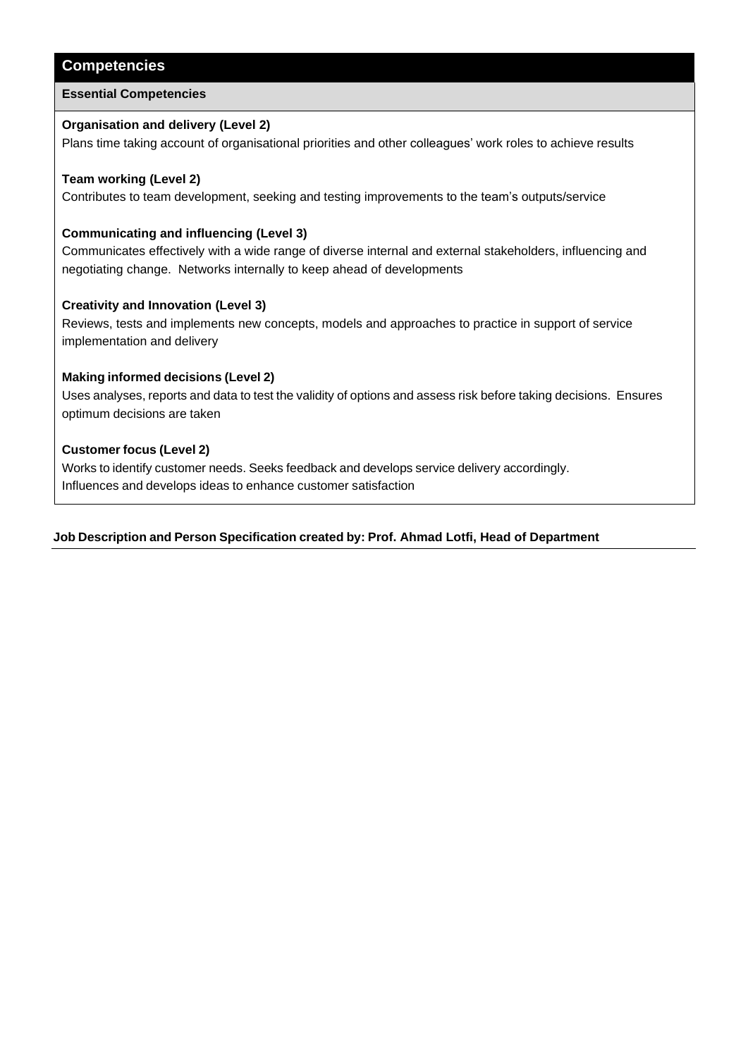## Competencies

### Essential Competencies

**Organisation and delivery (Level 2)**
Plans time taking account of organisational priorities and other colleagues' work roles to achieve results

**Team working (Level 2)**
Contributes to team development, seeking and testing improvements to the team's outputs/service

**Communicating and influencing (Level 3)**
Communicates effectively with a wide range of diverse internal and external stakeholders, influencing and negotiating change. Networks internally to keep ahead of developments

**Creativity and Innovation (Level 3)**
Reviews, tests and implements new concepts, models and approaches to practice in support of service implementation and delivery

**Making informed decisions (Level 2)**
Uses analyses, reports and data to test the validity of options and assess risk before taking decisions. Ensures optimum decisions are taken

**Customer focus (Level 2)**
Works to identify customer needs. Seeks feedback and develops service delivery accordingly.
Influences and develops ideas to enhance customer satisfaction

**Job Description and Person Specification created by: Prof. Ahmad Lotfi, Head of Department**